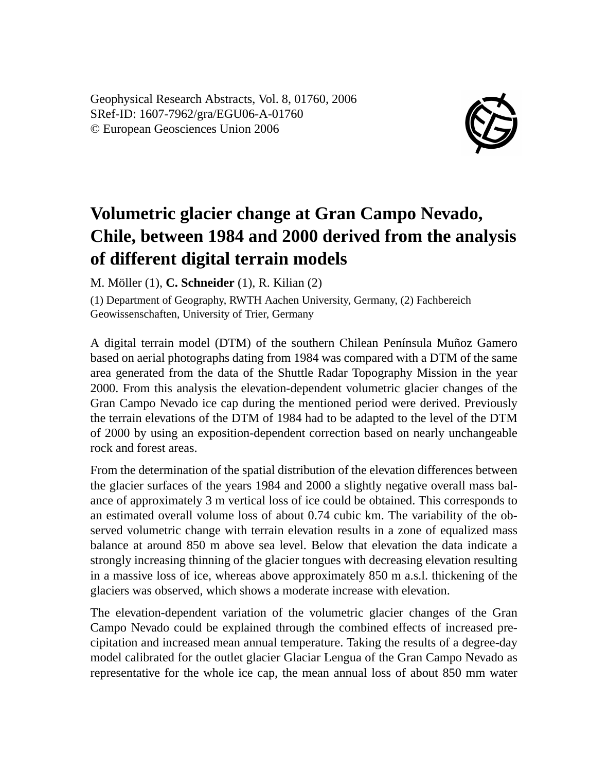Geophysical Research Abstracts, Vol. 8, 01760, 2006
SRef-ID: 1607-7962/gra/EGU06-A-01760
© European Geosciences Union 2006

# Volumetric glacier change at Gran Campo Nevado, Chile, between 1984 and 2000 derived from the analysis of different digital terrain models

M. Möller (1), **C. Schneider** (1), R. Kilian (2)

(1) Department of Geography, RWTH Aachen University, Germany, (2) Fachbereich Geowissenschaften, University of Trier, Germany

A digital terrain model (DTM) of the southern Chilean Península Muñoz Gamero based on aerial photographs dating from 1984 was compared with a DTM of the same area generated from the data of the Shuttle Radar Topography Mission in the year 2000. From this analysis the elevation-dependent volumetric glacier changes of the Gran Campo Nevado ice cap during the mentioned period were derived. Previously the terrain elevations of the DTM of 1984 had to be adapted to the level of the DTM of 2000 by using an exposition-dependent correction based on nearly unchangeable rock and forest areas.

From the determination of the spatial distribution of the elevation differences between the glacier surfaces of the years 1984 and 2000 a slightly negative overall mass balance of approximately 3 m vertical loss of ice could be obtained. This corresponds to an estimated overall volume loss of about 0.74 cubic km. The variability of the observed volumetric change with terrain elevation results in a zone of equalized mass balance at around 850 m above sea level. Below that elevation the data indicate a strongly increasing thinning of the glacier tongues with decreasing elevation resulting in a massive loss of ice, whereas above approximately 850 m a.s.l. thickening of the glaciers was observed, which shows a moderate increase with elevation.

The elevation-dependent variation of the volumetric glacier changes of the Gran Campo Nevado could be explained through the combined effects of increased precipitation and increased mean annual temperature. Taking the results of a degree-day model calibrated for the outlet glacier Glaciar Lengua of the Gran Campo Nevado as representative for the whole ice cap, the mean annual loss of about 850 mm water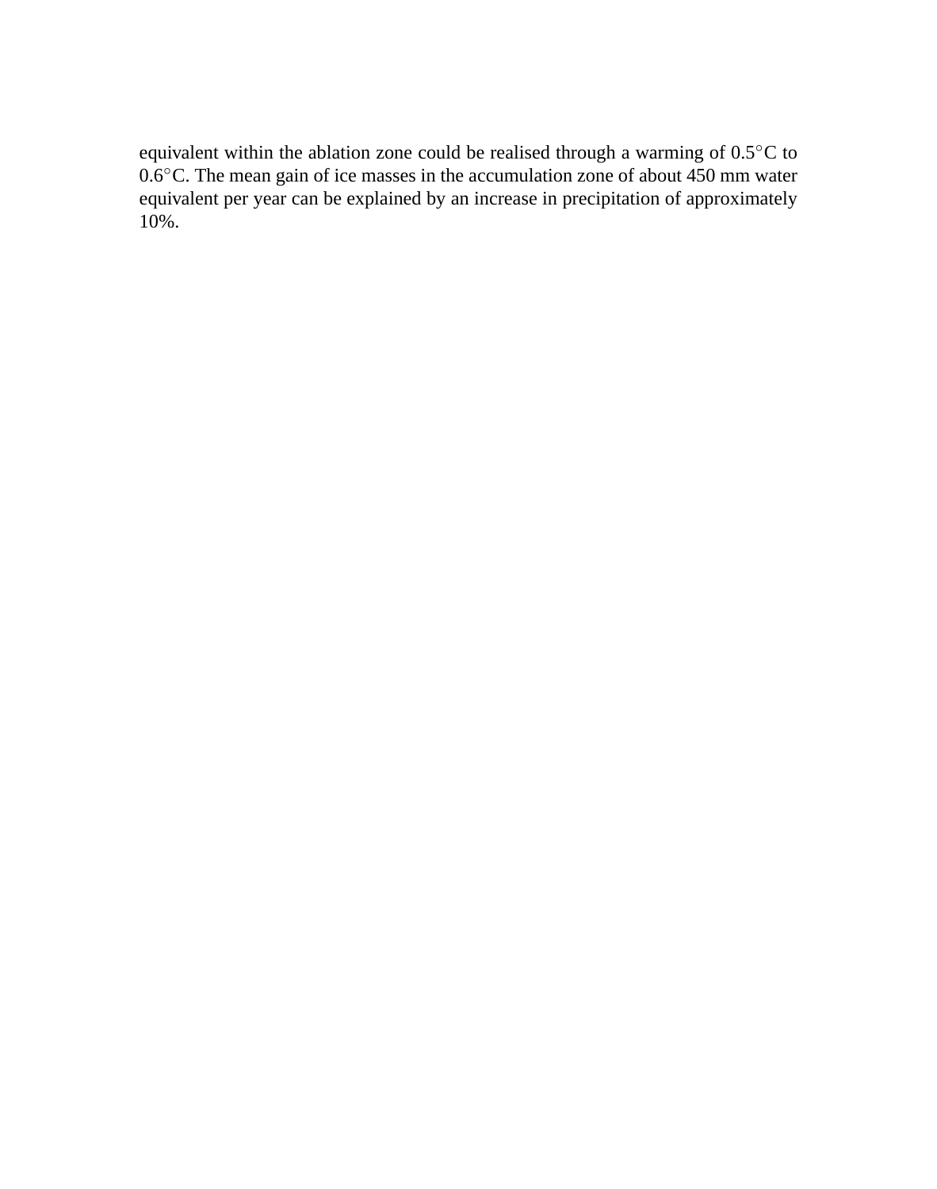equivalent within the ablation zone could be realised through a warming of $0.5^{\circ}C$ to $0.6^{\circ}C$. The mean gain of ice masses in the accumulation zone of about 450 mm water equivalent per year can be explained by an increase in precipitation of approximately 10%.